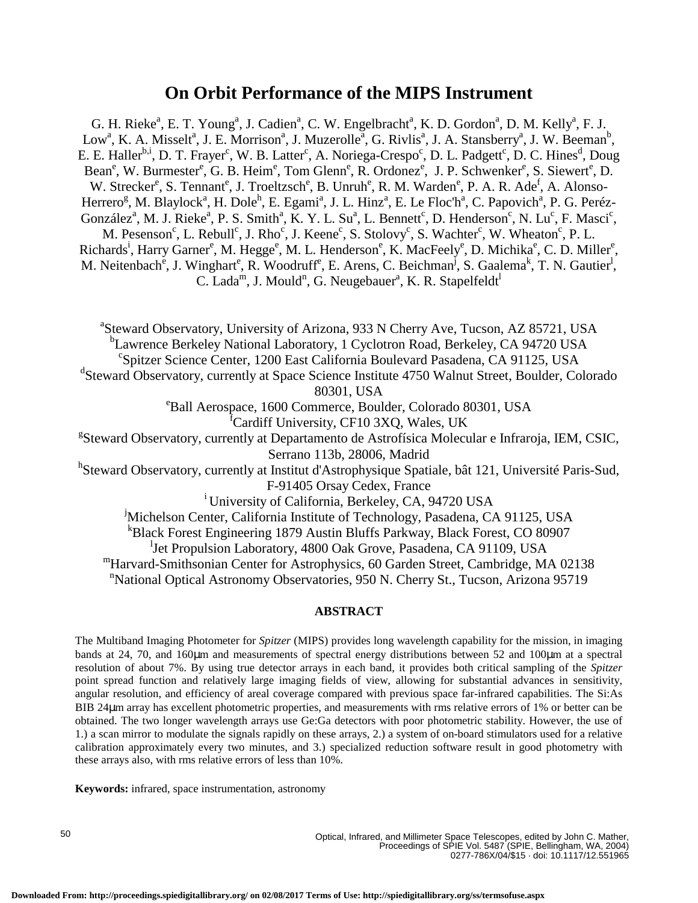# On Orbit Performance of the MIPS Instrument

G. H. Rieke[a], E. T. Young[a], J. Cadien[a], C. W. Engelbracht[a], K. D. Gordon[a], D. M. Kelly[a], F. J. Low[a], K. A. Misselt[a], J. E. Morrison[a], J. Muzerolle[a], G. Rivlis[a], J. A. Stansberry[a], J. W. Beeman[b], E. E. Haller[b,i], D. T. Frayer[c], W. B. Latter[c], A. Noriega-Crespo[c], D. L. Padgett[c], D. C. Hines[d], Doug Bean[e], W. Burmester[e], G. B. Heim[e], Tom Glenn[e], R. Ordonez[e], J. P. Schwenker[e], S. Siewert[e], D. W. Strecker[e], S. Tennant[e], J. Troeltzsch[e], B. Unruh[e], R. M. Warden[e], P. A. R. Ade[f], A. Alonso-Herrero[g], M. Blaylock[a], H. Dole[h], E. Egami[a], J. L. Hinz[a], E. Le Floc'h[a], C. Papovich[a], P. G. Peréz-González[a], M. J. Rieke[a], P. S. Smith[a], K. Y. L. Su[a], L. Bennett[c], D. Henderson[c], N. Lu[c], F. Masci[c], M. Pesenson[c], L. Rebull[c], J. Rho[c], J. Keene[c], S. Stolovy[c], S. Wachter[c], W. Wheaton[c], P. L. Richards[i], Harry Garner[e], M. Hegge[e], M. L. Henderson[e], K. MacFeely[e], D. Michika[e], C. D. Miller[e], M. Neitenbach[e], J. Winghart[e], R. Woodruff[e], E. Arens, C. Beichman[j], S. Gaalema[k], T. N. Gautier[l], C. Lada[m], J. Mould[n], G. Neugebauer[a], K. R. Stapelfeldt[l]

[a]Steward Observatory, University of Arizona, 933 N Cherry Ave, Tucson, AZ 85721, USA
[b]Lawrence Berkeley National Laboratory, 1 Cyclotron Road, Berkeley, CA 94720 USA
[c]Spitzer Science Center, 1200 East California Boulevard Pasadena, CA 91125, USA
[d]Steward Observatory, currently at Space Science Institute 4750 Walnut Street, Boulder, Colorado 80301, USA
[e]Ball Aerospace, 1600 Commerce, Boulder, Colorado 80301, USA
[f]Cardiff University, CF10 3XQ, Wales, UK
[g]Steward Observatory, currently at Departamento de Astrofísica Molecular e Infraroja, IEM, CSIC, Serrano 113b, 28006, Madrid
[h]Steward Observatory, currently at Institut d'Astrophysique Spatiale, bât 121, Université Paris-Sud, F-91405 Orsay Cedex, France
[i] University of California, Berkeley, CA, 94720 USA
[j]Michelson Center, California Institute of Technology, Pasadena, CA 91125, USA
[k]Black Forest Engineering 1879 Austin Bluffs Parkway, Black Forest, CO 80907
[l]Jet Propulsion Laboratory, 4800 Oak Grove, Pasadena, CA 91109, USA
[m]Harvard-Smithsonian Center for Astrophysics, 60 Garden Street, Cambridge, MA 02138
[n]National Optical Astronomy Observatories, 950 N. Cherry St., Tucson, Arizona 95719

## ABSTRACT

The Multiband Imaging Photometer for *Spitzer* (MIPS) provides long wavelength capability for the mission, in imaging bands at 24, 70, and 160μm and measurements of spectral energy distributions between 52 and 100μm at a spectral resolution of about 7%. By using true detector arrays in each band, it provides both critical sampling of the *Spitzer* point spread function and relatively large imaging fields of view, allowing for substantial advances in sensitivity, angular resolution, and efficiency of areal coverage compared with previous space far-infrared capabilities. The Si:As BIB 24μm array has excellent photometric properties, and measurements with rms relative errors of 1% or better can be obtained. The two longer wavelength arrays use Ge:Ga detectors with poor photometric stability. However, the use of 1.) a scan mirror to modulate the signals rapidly on these arrays, 2.) a system of on-board stimulators used for a relative calibration approximately every two minutes, and 3.) specialized reduction software result in good photometry with these arrays also, with rms relative errors of less than 10%.

**Keywords:** infrared, space instrumentation, astronomy

Optical, Infrared, and Millimeter Space Telescopes, edited by John C. Mather, Proceedings of SPIE Vol. 5487 (SPIE, Bellingham, WA, 2004) 0277-786X/04/$15 · doi: 10.1117/12.551965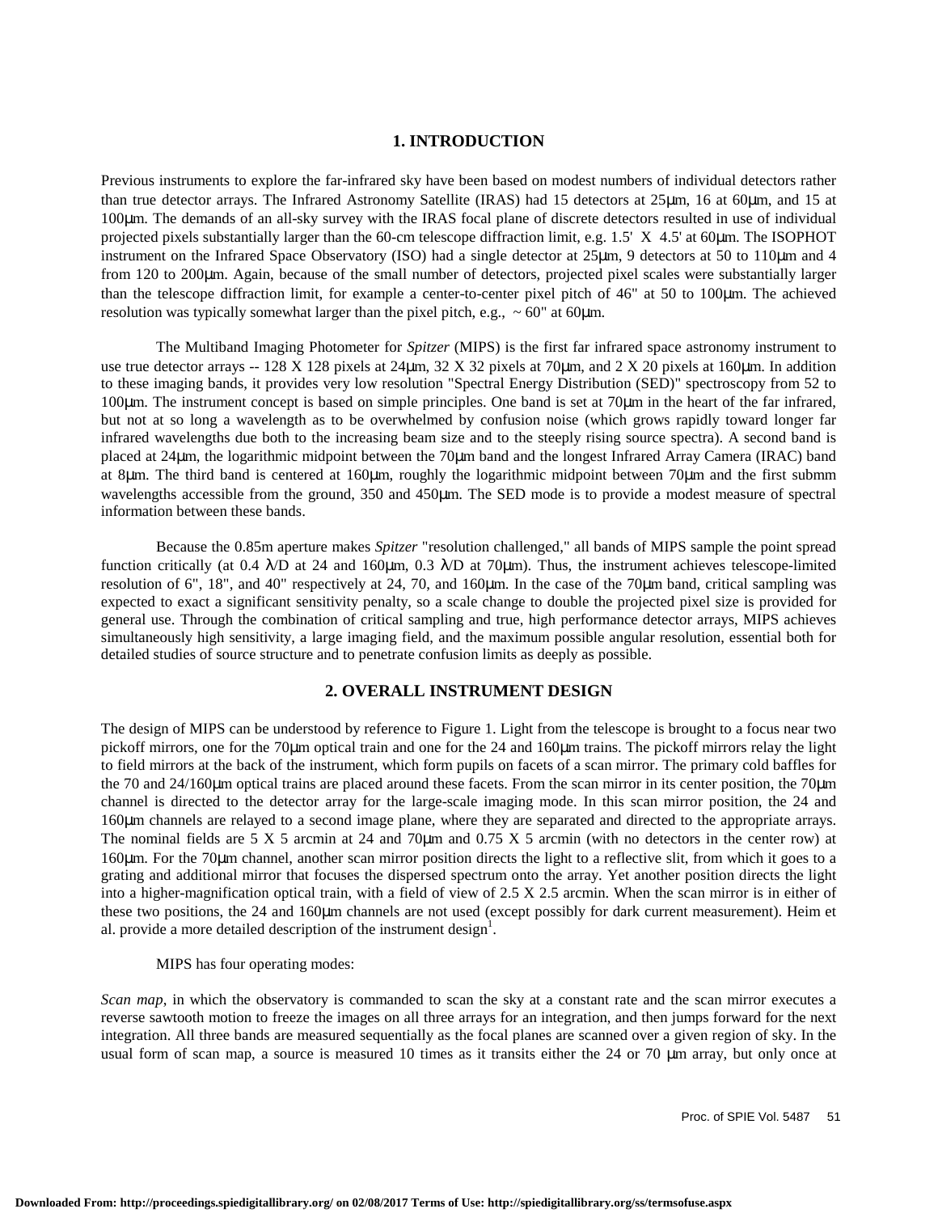## 1. INTRODUCTION

Previous instruments to explore the far-infrared sky have been based on modest numbers of individual detectors rather than true detector arrays. The Infrared Astronomy Satellite (IRAS) had 15 detectors at 25μm, 16 at 60μm, and 15 at 100μm. The demands of an all-sky survey with the IRAS focal plane of discrete detectors resulted in use of individual projected pixels substantially larger than the 60-cm telescope diffraction limit, e.g. 1.5' X 4.5' at 60μm. The ISOPHOT instrument on the Infrared Space Observatory (ISO) had a single detector at 25μm, 9 detectors at 50 to 110μm and 4 from 120 to 200μm. Again, because of the small number of detectors, projected pixel scales were substantially larger than the telescope diffraction limit, for example a center-to-center pixel pitch of 46" at 50 to 100μm. The achieved resolution was typically somewhat larger than the pixel pitch, e.g., ~ 60" at 60μm.

The Multiband Imaging Photometer for *Spitzer* (MIPS) is the first far infrared space astronomy instrument to use true detector arrays -- 128 X 128 pixels at 24μm, 32 X 32 pixels at 70μm, and 2 X 20 pixels at 160μm. In addition to these imaging bands, it provides very low resolution "Spectral Energy Distribution (SED)" spectroscopy from 52 to 100μm. The instrument concept is based on simple principles. One band is set at 70μm in the heart of the far infrared, but not at so long a wavelength as to be overwhelmed by confusion noise (which grows rapidly toward longer far infrared wavelengths due both to the increasing beam size and to the steeply rising source spectra). A second band is placed at 24μm, the logarithmic midpoint between the 70μm band and the longest Infrared Array Camera (IRAC) band at 8μm. The third band is centered at 160μm, roughly the logarithmic midpoint between 70μm and the first submm wavelengths accessible from the ground, 350 and 450μm. The SED mode is to provide a modest measure of spectral information between these bands.

Because the 0.85m aperture makes *Spitzer* "resolution challenged," all bands of MIPS sample the point spread function critically (at 0.4 $\lambda/D$ at 24 and 160μm, 0.3 $\lambda/D$ at 70μm). Thus, the instrument achieves telescope-limited resolution of 6", 18", and 40" respectively at 24, 70, and 160μm. In the case of the 70μm band, critical sampling was expected to exact a significant sensitivity penalty, so a scale change to double the projected pixel size is provided for general use. Through the combination of critical sampling and true, high performance detector arrays, MIPS achieves simultaneously high sensitivity, a large imaging field, and the maximum possible angular resolution, essential both for detailed studies of source structure and to penetrate confusion limits as deeply as possible.

## 2. OVERALL INSTRUMENT DESIGN

The design of MIPS can be understood by reference to Figure 1. Light from the telescope is brought to a focus near two pickoff mirrors, one for the 70μm optical train and one for the 24 and 160μm trains. The pickoff mirrors relay the light to field mirrors at the back of the instrument, which form pupils on facets of a scan mirror. The primary cold baffles for the 70 and 24/160μm optical trains are placed around these facets. From the scan mirror in its center position, the 70μm channel is directed to the detector array for the large-scale imaging mode. In this scan mirror position, the 24 and 160μm channels are relayed to a second image plane, where they are separated and directed to the appropriate arrays. The nominal fields are 5 X 5 arcmin at 24 and 70μm and 0.75 X 5 arcmin (with no detectors in the center row) at 160μm. For the 70μm channel, another scan mirror position directs the light to a reflective slit, from which it goes to a grating and additional mirror that focuses the dispersed spectrum onto the array. Yet another position directs the light into a higher-magnification optical train, with a field of view of 2.5 X 2.5 arcmin. When the scan mirror is in either of these two positions, the 24 and 160μm channels are not used (except possibly for dark current measurement). Heim et al. provide a more detailed description of the instrument design[1].

MIPS has four operating modes:

*Scan map*, in which the observatory is commanded to scan the sky at a constant rate and the scan mirror executes a reverse sawtooth motion to freeze the images on all three arrays for an integration, and then jumps forward for the next integration. All three bands are measured sequentially as the focal planes are scanned over a given region of sky. In the usual form of scan map, a source is measured 10 times as it transits either the 24 or 70 μm array, but only once at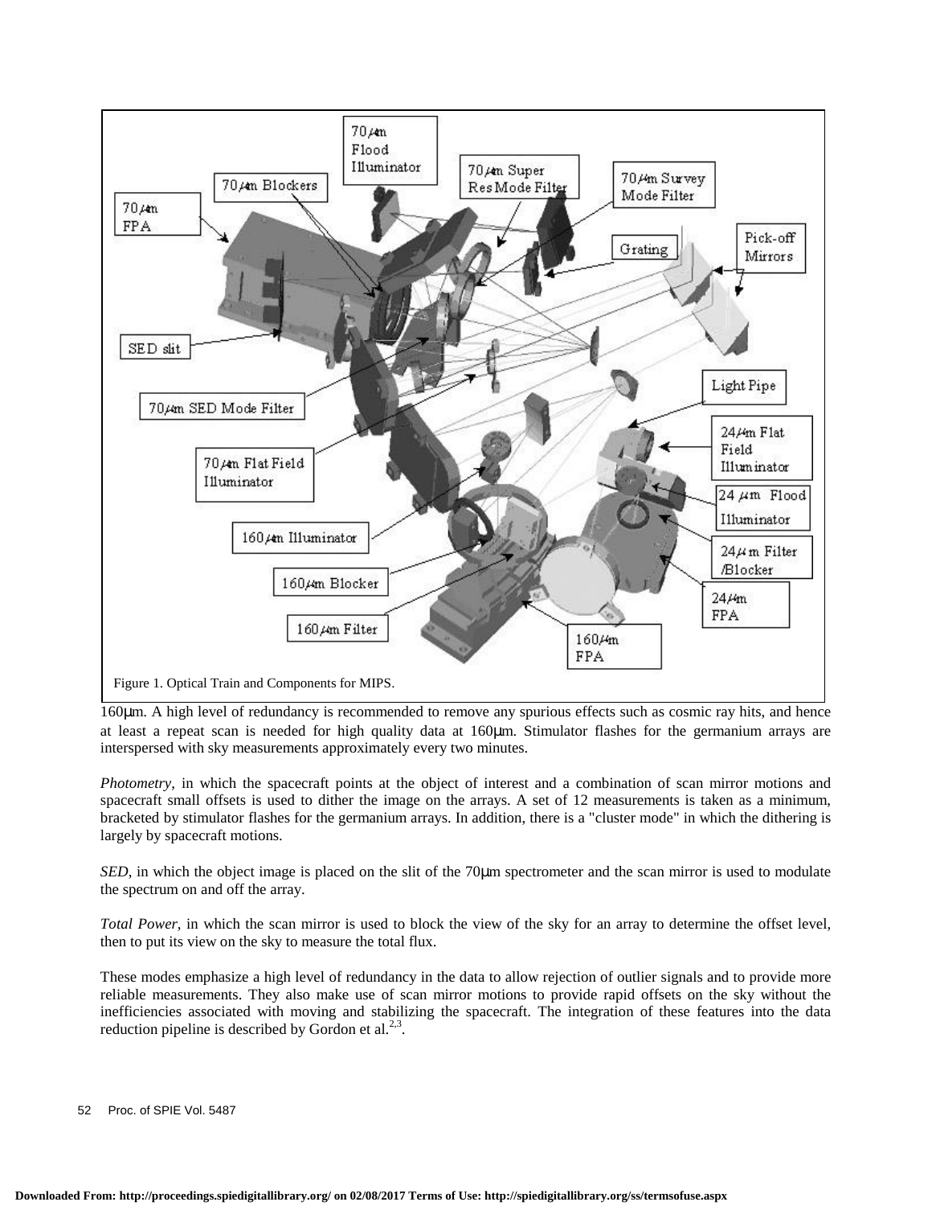Figure 1. Optical Train and Components for MIPS.

160μm. A high level of redundancy is recommended to remove any spurious effects such as cosmic ray hits, and hence at least a repeat scan is needed for high quality data at 160μm. Stimulator flashes for the germanium arrays are interspersed with sky measurements approximately every two minutes.

*Photometry*, in which the spacecraft points at the object of interest and a combination of scan mirror motions and spacecraft small offsets is used to dither the image on the arrays. A set of 12 measurements is taken as a minimum, bracketed by stimulator flashes for the germanium arrays. In addition, there is a "cluster mode" in which the dithering is largely by spacecraft motions.

*SED*, in which the object image is placed on the slit of the 70μm spectrometer and the scan mirror is used to modulate the spectrum on and off the array.

*Total Power*, in which the scan mirror is used to block the view of the sky for an array to determine the offset level, then to put its view on the sky to measure the total flux.

These modes emphasize a high level of redundancy in the data to allow rejection of outlier signals and to provide more reliable measurements. They also make use of scan mirror motions to provide rapid offsets on the sky without the inefficiencies associated with moving and stabilizing the spacecraft. The integration of these features into the data reduction pipeline is described by Gordon et al.[2,3].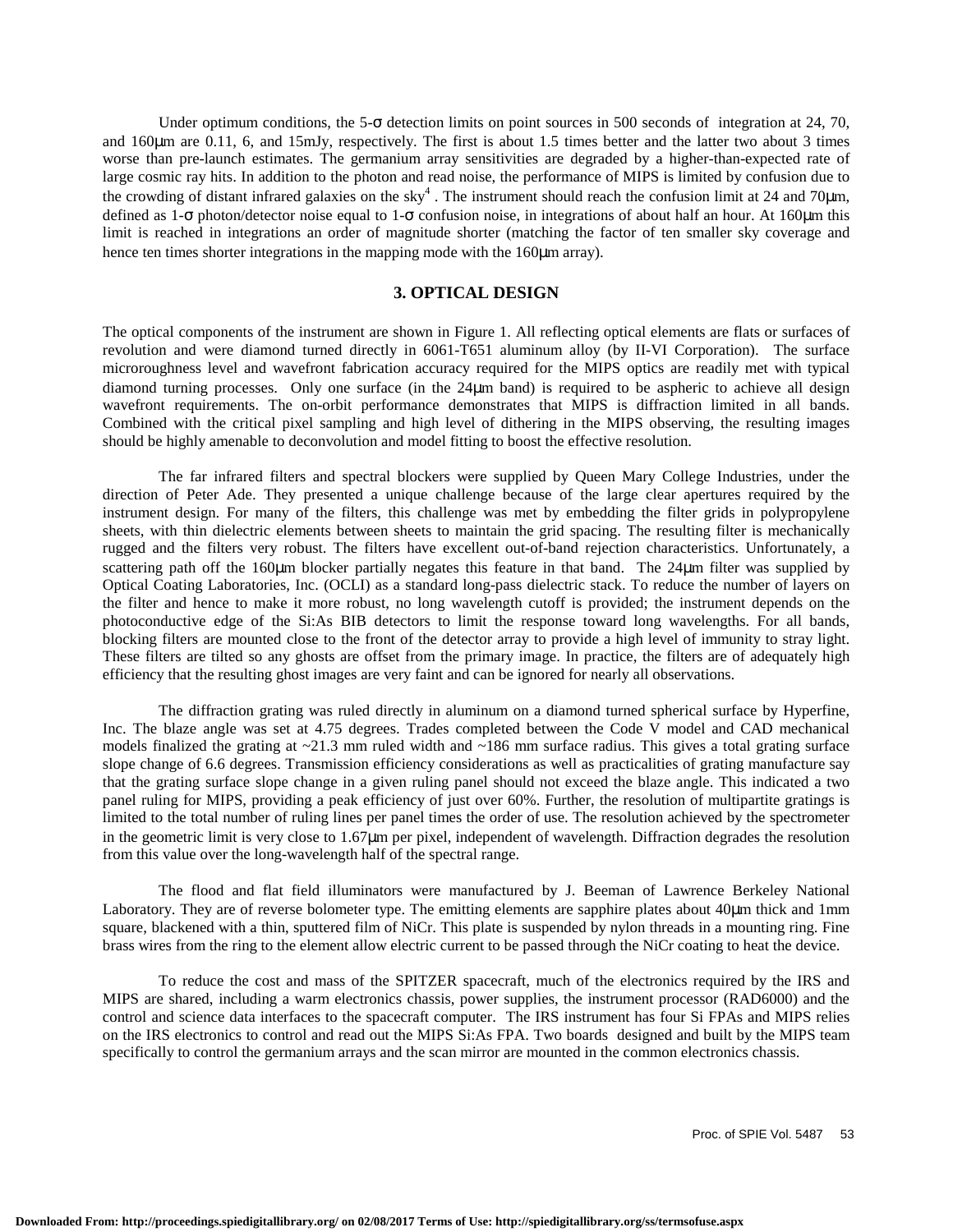Under optimum conditions, the 5-σ detection limits on point sources in 500 seconds of integration at 24, 70, and 160μm are 0.11, 6, and 15mJy, respectively. The first is about 1.5 times better and the latter two about 3 times worse than pre-launch estimates. The germanium array sensitivities are degraded by a higher-than-expected rate of large cosmic ray hits. In addition to the photon and read noise, the performance of MIPS is limited by confusion due to the crowding of distant infrared galaxies on the sky[4]. The instrument should reach the confusion limit at 24 and 70μm, defined as 1-σ photon/detector noise equal to 1-σ confusion noise, in integrations of about half an hour. At 160μm this limit is reached in integrations an order of magnitude shorter (matching the factor of ten smaller sky coverage and hence ten times shorter integrations in the mapping mode with the 160μm array).

## 3. OPTICAL DESIGN

The optical components of the instrument are shown in Figure 1. All reflecting optical elements are flats or surfaces of revolution and were diamond turned directly in 6061-T651 aluminum alloy (by II-VI Corporation). The surface microroughness level and wavefront fabrication accuracy required for the MIPS optics are readily met with typical diamond turning processes. Only one surface (in the 24μm band) is required to be aspheric to achieve all design wavefront requirements. The on-orbit performance demonstrates that MIPS is diffraction limited in all bands. Combined with the critical pixel sampling and high level of dithering in the MIPS observing, the resulting images should be highly amenable to deconvolution and model fitting to boost the effective resolution.

The far infrared filters and spectral blockers were supplied by Queen Mary College Industries, under the direction of Peter Ade. They presented a unique challenge because of the large clear apertures required by the instrument design. For many of the filters, this challenge was met by embedding the filter grids in polypropylene sheets, with thin dielectric elements between sheets to maintain the grid spacing. The resulting filter is mechanically rugged and the filters very robust. The filters have excellent out-of-band rejection characteristics. Unfortunately, a scattering path off the 160μm blocker partially negates this feature in that band. The 24μm filter was supplied by Optical Coating Laboratories, Inc. (OCLI) as a standard long-pass dielectric stack. To reduce the number of layers on the filter and hence to make it more robust, no long wavelength cutoff is provided; the instrument depends on the photoconductive edge of the Si:As BIB detectors to limit the response toward long wavelengths. For all bands, blocking filters are mounted close to the front of the detector array to provide a high level of immunity to stray light. These filters are tilted so any ghosts are offset from the primary image. In practice, the filters are of adequately high efficiency that the resulting ghost images are very faint and can be ignored for nearly all observations.

The diffraction grating was ruled directly in aluminum on a diamond turned spherical surface by Hyperfine, Inc. The blaze angle was set at 4.75 degrees. Trades completed between the Code V model and CAD mechanical models finalized the grating at ~21.3 mm ruled width and ~186 mm surface radius. This gives a total grating surface slope change of 6.6 degrees. Transmission efficiency considerations as well as practicalities of grating manufacture say that the grating surface slope change in a given ruling panel should not exceed the blaze angle. This indicated a two panel ruling for MIPS, providing a peak efficiency of just over 60%. Further, the resolution of multipartite gratings is limited to the total number of ruling lines per panel times the order of use. The resolution achieved by the spectrometer in the geometric limit is very close to 1.67μm per pixel, independent of wavelength. Diffraction degrades the resolution from this value over the long-wavelength half of the spectral range.

The flood and flat field illuminators were manufactured by J. Beeman of Lawrence Berkeley National Laboratory. They are of reverse bolometer type. The emitting elements are sapphire plates about 40μm thick and 1mm square, blackened with a thin, sputtered film of NiCr. This plate is suspended by nylon threads in a mounting ring. Fine brass wires from the ring to the element allow electric current to be passed through the NiCr coating to heat the device.

To reduce the cost and mass of the SPITZER spacecraft, much of the electronics required by the IRS and MIPS are shared, including a warm electronics chassis, power supplies, the instrument processor (RAD6000) and the control and science data interfaces to the spacecraft computer. The IRS instrument has four Si FPAs and MIPS relies on the IRS electronics to control and read out the MIPS Si:As FPA. Two boards designed and built by the MIPS team specifically to control the germanium arrays and the scan mirror are mounted in the common electronics chassis.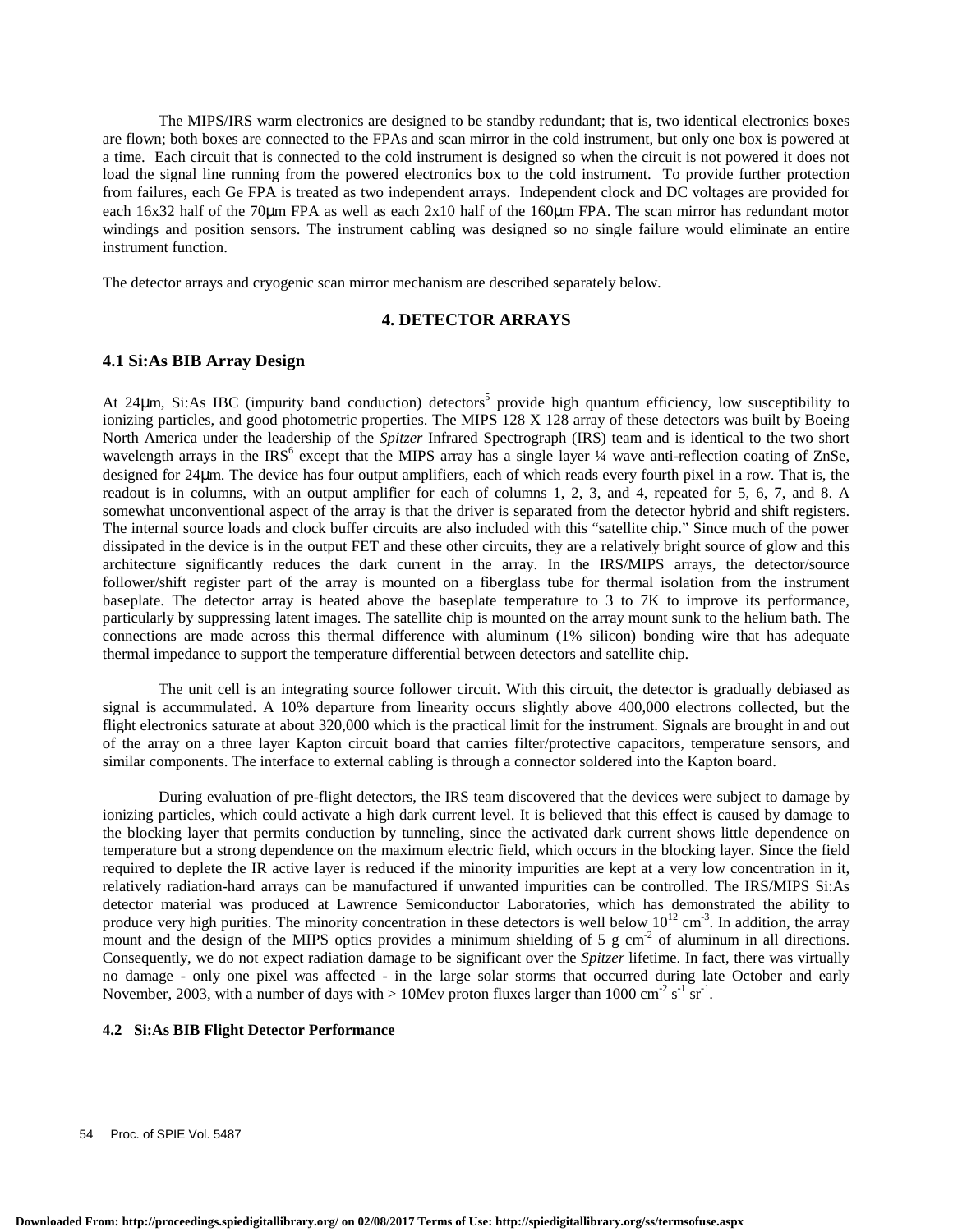The MIPS/IRS warm electronics are designed to be standby redundant; that is, two identical electronics boxes are flown; both boxes are connected to the FPAs and scan mirror in the cold instrument, but only one box is powered at a time. Each circuit that is connected to the cold instrument is designed so when the circuit is not powered it does not load the signal line running from the powered electronics box to the cold instrument. To provide further protection from failures, each Ge FPA is treated as two independent arrays. Independent clock and DC voltages are provided for each 16x32 half of the 70μm FPA as well as each 2x10 half of the 160μm FPA. The scan mirror has redundant motor windings and position sensors. The instrument cabling was designed so no single failure would eliminate an entire instrument function.

The detector arrays and cryogenic scan mirror mechanism are described separately below.

## 4. DETECTOR ARRAYS

### 4.1 Si:As BIB Array Design

At 24μm, Si:As IBC (impurity band conduction) detectors[5] provide high quantum efficiency, low susceptibility to ionizing particles, and good photometric properties. The MIPS 128 X 128 array of these detectors was built by Boeing North America under the leadership of the *Spitzer* Infrared Spectrograph (IRS) team and is identical to the two short wavelength arrays in the IRS[6] except that the MIPS array has a single layer ¼ wave anti-reflection coating of ZnSe, designed for 24μm. The device has four output amplifiers, each of which reads every fourth pixel in a row. That is, the readout is in columns, with an output amplifier for each of columns 1, 2, 3, and 4, repeated for 5, 6, 7, and 8. A somewhat unconventional aspect of the array is that the driver is separated from the detector hybrid and shift registers. The internal source loads and clock buffer circuits are also included with this "satellite chip." Since much of the power dissipated in the device is in the output FET and these other circuits, they are a relatively bright source of glow and this architecture significantly reduces the dark current in the array. In the IRS/MIPS arrays, the detector/source follower/shift register part of the array is mounted on a fiberglass tube for thermal isolation from the instrument baseplate. The detector array is heated above the baseplate temperature to 3 to 7K to improve its performance, particularly by suppressing latent images. The satellite chip is mounted on the array mount sunk to the helium bath. The connections are made across this thermal difference with aluminum (1% silicon) bonding wire that has adequate thermal impedance to support the temperature differential between detectors and satellite chip.

The unit cell is an integrating source follower circuit. With this circuit, the detector is gradually debiased as signal is accummulated. A 10% departure from linearity occurs slightly above 400,000 electrons collected, but the flight electronics saturate at about 320,000 which is the practical limit for the instrument. Signals are brought in and out of the array on a three layer Kapton circuit board that carries filter/protective capacitors, temperature sensors, and similar components. The interface to external cabling is through a connector soldered into the Kapton board.

During evaluation of pre-flight detectors, the IRS team discovered that the devices were subject to damage by ionizing particles, which could activate a high dark current level. It is believed that this effect is caused by damage to the blocking layer that permits conduction by tunneling, since the activated dark current shows little dependence on temperature but a strong dependence on the maximum electric field, which occurs in the blocking layer. Since the field required to deplete the IR active layer is reduced if the minority impurities are kept at a very low concentration in it, relatively radiation-hard arrays can be manufactured if unwanted impurities can be controlled. The IRS/MIPS Si:As detector material was produced at Lawrence Semiconductor Laboratories, which has demonstrated the ability to produce very high purities. The minority concentration in these detectors is well below $10^{12}$ $cm^{-3}$. In addition, the array mount and the design of the MIPS optics provides a minimum shielding of 5 g $cm^{-2}$ of aluminum in all directions. Consequently, we do not expect radiation damage to be significant over the *Spitzer* lifetime. In fact, there was virtually no damage - only one pixel was affected - in the large solar storms that occurred during late October and early November, 2003, with a number of days with > 10Mev proton fluxes larger than 1000 $cm^{-2}$ $s^{-1}$ $sr^{-1}$.

### 4.2 Si:As BIB Flight Detector Performance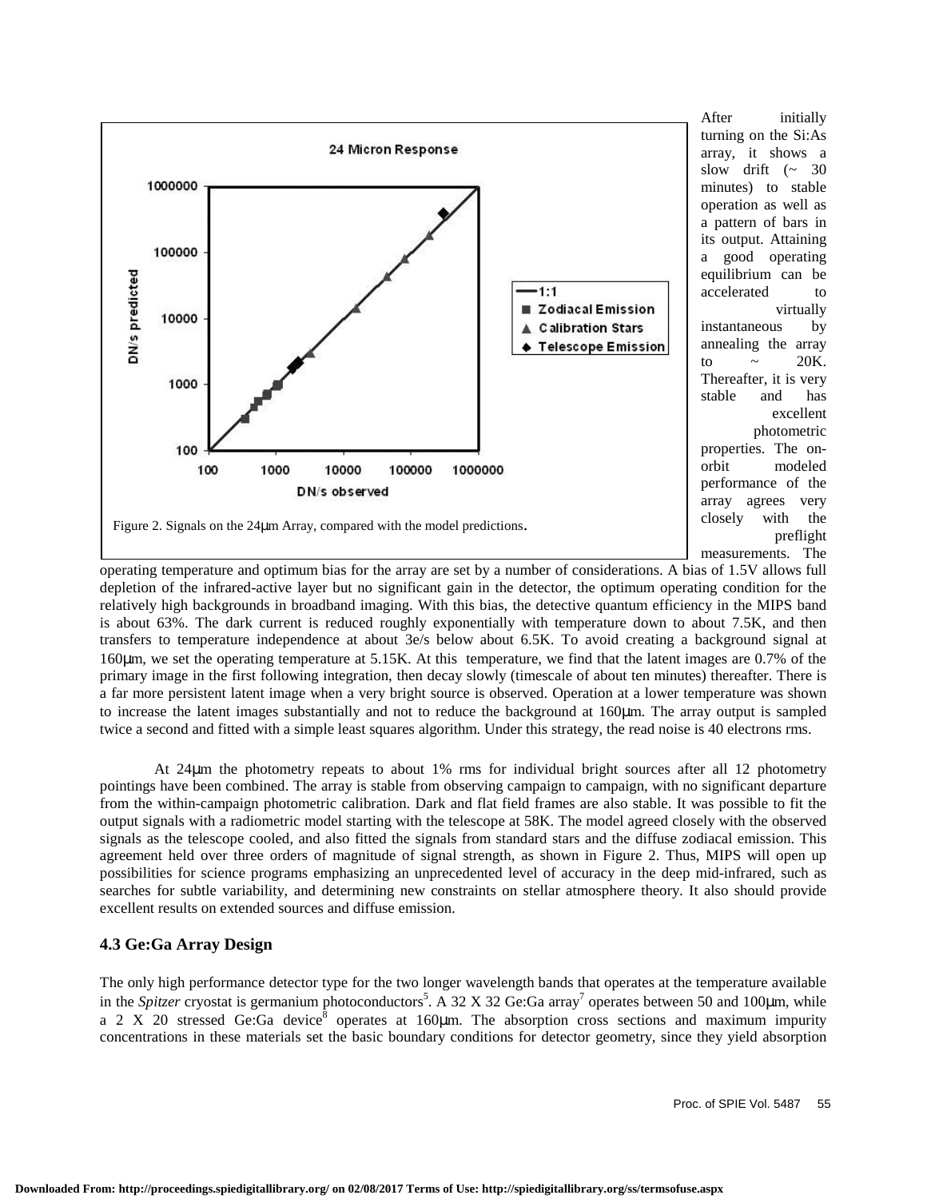Figure 2. Signals on the 24μm Array, compared with the model predictions.

After initially turning on the Si:As array, it shows a slow drift (~ 30 minutes) to stable operation as well as a pattern of bars in its output. Attaining a good operating equilibrium can be accelerated to virtually instantaneous by annealing the array to ~ 20K. Thereafter, it is very stable and has excellent photometric properties. The on-orbit modeled performance of the array agrees very closely with the preflight measurements. The operating temperature and optimum bias for the array are set by a number of considerations. A bias of 1.5V allows full depletion of the infrared-active layer but no significant gain in the detector, the optimum operating condition for the relatively high backgrounds in broadband imaging. With this bias, the detective quantum efficiency in the MIPS band is about 63%. The dark current is reduced roughly exponentially with temperature down to about 7.5K, and then transfers to temperature independence at about 3e/s below about 6.5K. To avoid creating a background signal at 160μm, we set the operating temperature at 5.15K. At this temperature, we find that the latent images are 0.7% of the primary image in the first following integration, then decay slowly (timescale of about ten minutes) thereafter. There is a far more persistent latent image when a very bright source is observed. Operation at a lower temperature was shown to increase the latent images substantially and not to reduce the background at 160μm. The array output is sampled twice a second and fitted with a simple least squares algorithm. Under this strategy, the read noise is 40 electrons rms.

At 24μm the photometry repeats to about 1% rms for individual bright sources after all 12 photometry pointings have been combined. The array is stable from observing campaign to campaign, with no significant departure from the within-campaign photometric calibration. Dark and flat field frames are also stable. It was possible to fit the output signals with a radiometric model starting with the telescope at 58K. The model agreed closely with the observed signals as the telescope cooled, and also fitted the signals from standard stars and the diffuse zodiacal emission. This agreement held over three orders of magnitude of signal strength, as shown in Figure 2. Thus, MIPS will open up possibilities for science programs emphasizing an unprecedented level of accuracy in the deep mid-infrared, such as searches for subtle variability, and determining new constraints on stellar atmosphere theory. It also should provide excellent results on extended sources and diffuse emission.

### 4.3 Ge:Ga Array Design

The only high performance detector type for the two longer wavelength bands that operates at the temperature available in the *Spitzer* cryostat is germanium photoconductors[5]. A 32 X 32 Ge:Ga array[7] operates between 50 and 100μm, while a 2 X 20 stressed Ge:Ga device[8] operates at 160μm. The absorption cross sections and maximum impurity concentrations in these materials set the basic boundary conditions for detector geometry, since they yield absorption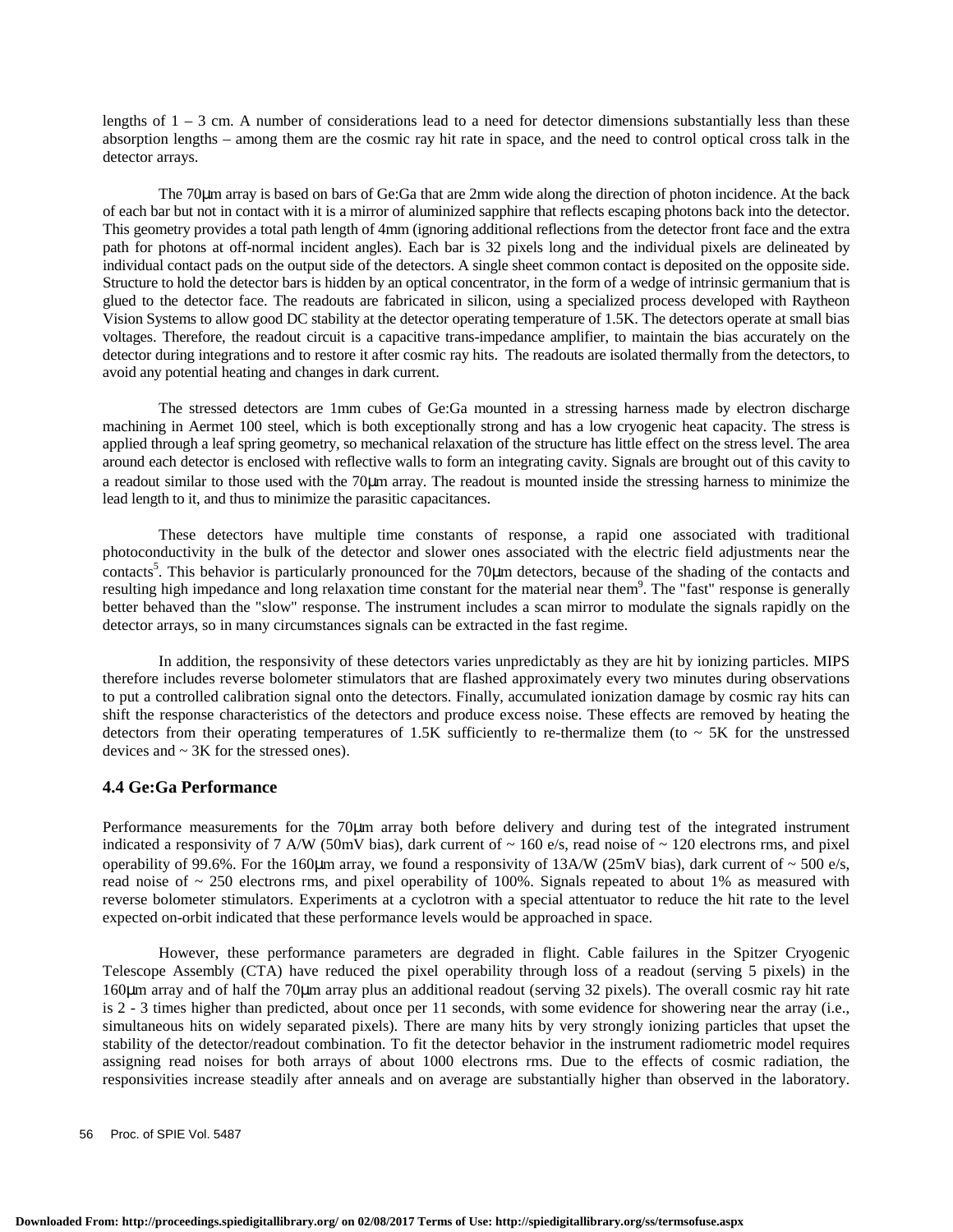lengths of 1 – 3 cm. A number of considerations lead to a need for detector dimensions substantially less than these absorption lengths – among them are the cosmic ray hit rate in space, and the need to control optical cross talk in the detector arrays.

The 70μm array is based on bars of Ge:Ga that are 2mm wide along the direction of photon incidence. At the back of each bar but not in contact with it is a mirror of aluminized sapphire that reflects escaping photons back into the detector. This geometry provides a total path length of 4mm (ignoring additional reflections from the detector front face and the extra path for photons at off-normal incident angles). Each bar is 32 pixels long and the individual pixels are delineated by individual contact pads on the output side of the detectors. A single sheet common contact is deposited on the opposite side. Structure to hold the detector bars is hidden by an optical concentrator, in the form of a wedge of intrinsic germanium that is glued to the detector face. The readouts are fabricated in silicon, using a specialized process developed with Raytheon Vision Systems to allow good DC stability at the detector operating temperature of 1.5K. The detectors operate at small bias voltages. Therefore, the readout circuit is a capacitive trans-impedance amplifier, to maintain the bias accurately on the detector during integrations and to restore it after cosmic ray hits. The readouts are isolated thermally from the detectors, to avoid any potential heating and changes in dark current.

The stressed detectors are 1mm cubes of Ge:Ga mounted in a stressing harness made by electron discharge machining in Aermet 100 steel, which is both exceptionally strong and has a low cryogenic heat capacity. The stress is applied through a leaf spring geometry, so mechanical relaxation of the structure has little effect on the stress level. The area around each detector is enclosed with reflective walls to form an integrating cavity. Signals are brought out of this cavity to a readout similar to those used with the 70μm array. The readout is mounted inside the stressing harness to minimize the lead length to it, and thus to minimize the parasitic capacitances.

These detectors have multiple time constants of response, a rapid one associated with traditional photoconductivity in the bulk of the detector and slower ones associated with the electric field adjustments near the contacts[5]. This behavior is particularly pronounced for the 70μm detectors, because of the shading of the contacts and resulting high impedance and long relaxation time constant for the material near them[9]. The "fast" response is generally better behaved than the "slow" response. The instrument includes a scan mirror to modulate the signals rapidly on the detector arrays, so in many circumstances signals can be extracted in the fast regime.

In addition, the responsivity of these detectors varies unpredictably as they are hit by ionizing particles. MIPS therefore includes reverse bolometer stimulators that are flashed approximately every two minutes during observations to put a controlled calibration signal onto the detectors. Finally, accumulated ionization damage by cosmic ray hits can shift the response characteristics of the detectors and produce excess noise. These effects are removed by heating the detectors from their operating temperatures of 1.5K sufficiently to re-thermalize them (to ~ 5K for the unstressed devices and ~ 3K for the stressed ones).

### 4.4 Ge:Ga Performance

Performance measurements for the 70μm array both before delivery and during test of the integrated instrument indicated a responsivity of 7 A/W (50mV bias), dark current of ~ 160 e/s, read noise of ~ 120 electrons rms, and pixel operability of 99.6%. For the 160μm array, we found a responsivity of 13A/W (25mV bias), dark current of ~ 500 e/s, read noise of ~ 250 electrons rms, and pixel operability of 100%. Signals repeated to about 1% as measured with reverse bolometer stimulators. Experiments at a cyclotron with a special attentuator to reduce the hit rate to the level expected on-orbit indicated that these performance levels would be approached in space.

However, these performance parameters are degraded in flight. Cable failures in the Spitzer Cryogenic Telescope Assembly (CTA) have reduced the pixel operability through loss of a readout (serving 5 pixels) in the 160μm array and of half the 70μm array plus an additional readout (serving 32 pixels). The overall cosmic ray hit rate is 2 - 3 times higher than predicted, about once per 11 seconds, with some evidence for showering near the array (i.e., simultaneous hits on widely separated pixels). There are many hits by very strongly ionizing particles that upset the stability of the detector/readout combination. To fit the detector behavior in the instrument radiometric model requires assigning read noises for both arrays of about 1000 electrons rms. Due to the effects of cosmic radiation, the responsivities increase steadily after anneals and on average are substantially higher than observed in the laboratory.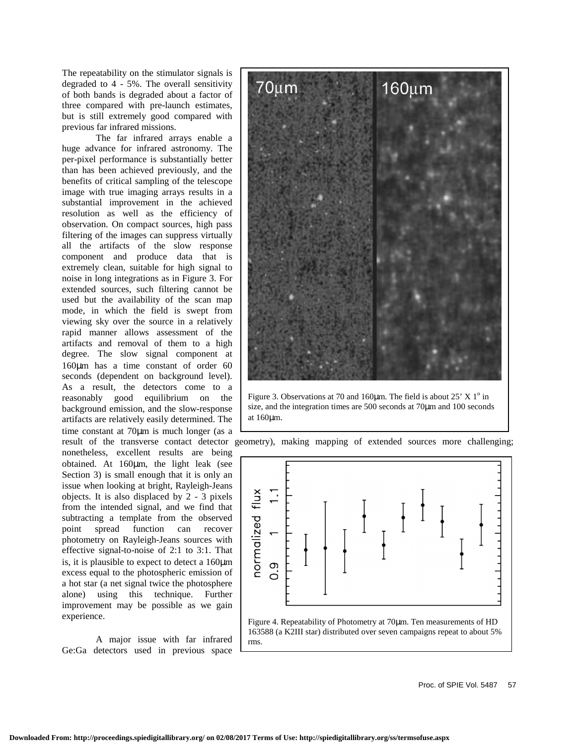The repeatability on the stimulator signals is degraded to 4 - 5%. The overall sensitivity of both bands is degraded about a factor of three compared with pre-launch estimates, but is still extremely good compared with previous far infrared missions.

The far infrared arrays enable a huge advance for infrared astronomy. The per-pixel performance is substantially better than has been achieved previously, and the benefits of critical sampling of the telescope image with true imaging arrays results in a substantial improvement in the achieved resolution as well as the efficiency of observation. On compact sources, high pass filtering of the images can suppress virtually all the artifacts of the slow response component and produce data that is extremely clean, suitable for high signal to noise in long integrations as in Figure 3. For extended sources, such filtering cannot be used but the availability of the scan map mode, in which the field is swept from viewing sky over the source in a relatively rapid manner allows assessment of the artifacts and removal of them to a high degree. The slow signal component at 160μm has a time constant of order 60 seconds (dependent on background level). As a result, the detectors come to a reasonably good equilibrium on the background emission, and the slow-response artifacts are relatively easily determined. The time constant at 70μm is much longer (as a result of the transverse contact detector geometry), making mapping of extended sources more challenging; nonetheless, excellent results are being obtained. At 160μm, the light leak (see Section 3) is small enough that it is only an issue when looking at bright, Rayleigh-Jeans objects. It is also displaced by 2 - 3 pixels from the intended signal, and we find that subtracting a template from the observed point spread function can recover photometry on Rayleigh-Jeans sources with effective signal-to-noise of 2:1 to 3:1. That is, it is plausible to expect to detect a 160μm excess equal to the photospheric emission of a hot star (a net signal twice the photosphere alone) using this technique. Further improvement may be possible as we gain experience.

Figure 3. Observations at 70 and 160μm. The field is about 25' X 1$^{o}$ in size, and the integration times are 500 seconds at 70μm and 100 seconds at 160μm.

Figure 4. Repeatability of Photometry at 70μm. Ten measurements of HD 163588 (a K2III star) distributed over seven campaigns repeat to about 5% rms.

A major issue with far infrared Ge:Ga detectors used in previous space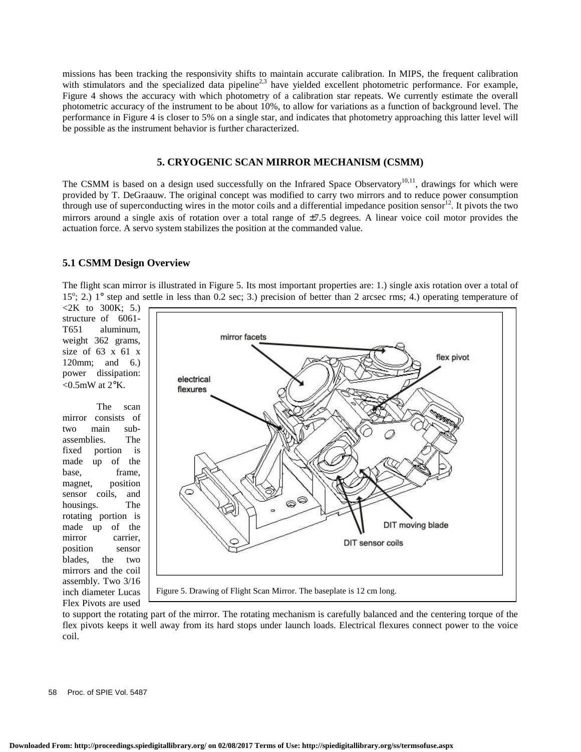missions has been tracking the responsivity shifts to maintain accurate calibration. In MIPS, the frequent calibration with stimulators and the specialized data pipeline[2,3] have yielded excellent photometric performance. For example, Figure 4 shows the accuracy with which photometry of a calibration star repeats. We currently estimate the overall photometric accuracy of the instrument to be about 10%, to allow for variations as a function of background level. The performance in Figure 4 is closer to 5% on a single star, and indicates that photometry approaching this latter level will be possible as the instrument behavior is further characterized.

## 5. CRYOGENIC SCAN MIRROR MECHANISM (CSMM)

The CSMM is based on a design used successfully on the Infrared Space Observatory[10,11], drawings for which were provided by T. DeGraauw. The original concept was modified to carry two mirrors and to reduce power consumption through use of superconducting wires in the motor coils and a differential impedance position sensor[12]. It pivots the two mirrors around a single axis of rotation over a total range of ±7.5 degrees. A linear voice coil motor provides the actuation force. A servo system stabilizes the position at the commanded value.

### 5.1 CSMM Design Overview

The flight scan mirror is illustrated in Figure 5. Its most important properties are: 1.) single axis rotation over a total of 15°; 2.) 1° step and settle in less than 0.2 sec; 3.) precision of better than 2 arcsec rms; 4.) operating temperature of <2K to 300K; 5.) structure of 6061-T651 aluminum, weight 362 grams, size of 63 x 61 x 120mm; and 6.) power dissipation: <0.5mW at 2°K.

The scan mirror consists of two main sub-assemblies. The fixed portion is made up of the base, frame, magnet, position sensor coils, and housings. The rotating portion is made up of the mirror carrier, position sensor blades, the two mirrors and the coil assembly. Two 3/16 inch diameter Lucas Flex Pivots are used to support the rotating part of the mirror. The rotating mechanism is carefully balanced and the centering torque of the flex pivots keeps it well away from its hard stops under launch loads. Electrical flexures connect power to the voice coil.

Figure 5. Drawing of Flight Scan Mirror. The baseplate is 12 cm long.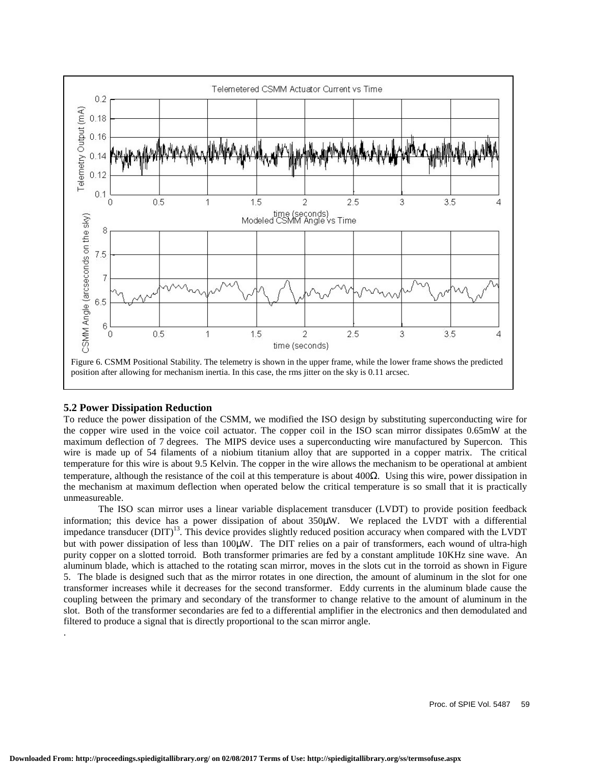Figure 6. CSMM Positional Stability. The telemetry is shown in the upper frame, while the lower frame shows the predicted position after allowing for mechanism inertia. In this case, the rms jitter on the sky is 0.11 arcsec.

### 5.2 Power Dissipation Reduction

To reduce the power dissipation of the CSMM, we modified the ISO design by substituting superconducting wire for the copper wire used in the voice coil actuator. The copper coil in the ISO scan mirror dissipates 0.65mW at the maximum deflection of 7 degrees. The MIPS device uses a superconducting wire manufactured by Supercon. This wire is made up of 54 filaments of a niobium titanium alloy that are supported in a copper matrix. The critical temperature for this wire is about 9.5 Kelvin. The copper in the wire allows the mechanism to be operational at ambient temperature, although the resistance of the coil at this temperature is about 400Ω. Using this wire, power dissipation in the mechanism at maximum deflection when operated below the critical temperature is so small that it is practically unmeasureable.

The ISO scan mirror uses a linear variable displacement transducer (LVDT) to provide position feedback information; this device has a power dissipation of about 350μW. We replaced the LVDT with a differential impedance transducer (DIT)[13]. This device provides slightly reduced position accuracy when compared with the LVDT but with power dissipation of less than 100μW. The DIT relies on a pair of transformers, each wound of ultra-high purity copper on a slotted torroid. Both transformer primaries are fed by a constant amplitude 10KHz sine wave. An aluminum blade, which is attached to the rotating scan mirror, moves in the slots cut in the torroid as shown in Figure 5. The blade is designed such that as the mirror rotates in one direction, the amount of aluminum in the slot for one transformer increases while it decreases for the second transformer. Eddy currents in the aluminum blade cause the coupling between the primary and secondary of the transformer to change relative to the amount of aluminum in the slot. Both of the transformer secondaries are fed to a differential amplifier in the electronics and then demodulated and filtered to produce a signal that is directly proportional to the scan mirror angle.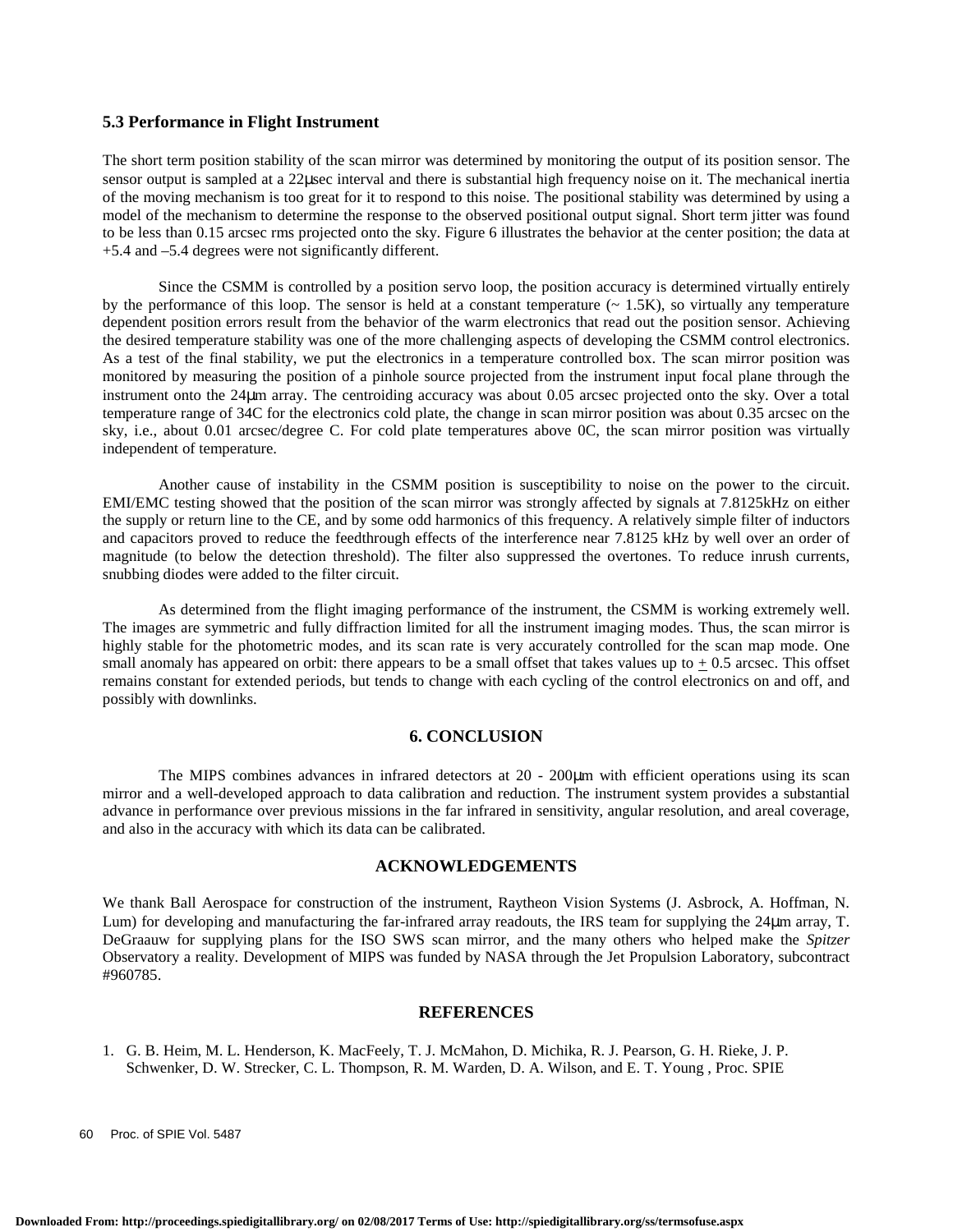### 5.3 Performance in Flight Instrument

The short term position stability of the scan mirror was determined by monitoring the output of its position sensor. The sensor output is sampled at a 22μsec interval and there is substantial high frequency noise on it. The mechanical inertia of the moving mechanism is too great for it to respond to this noise. The positional stability was determined by using a model of the mechanism to determine the response to the observed positional output signal. Short term jitter was found to be less than 0.15 arcsec rms projected onto the sky. Figure 6 illustrates the behavior at the center position; the data at +5.4 and –5.4 degrees were not significantly different.

Since the CSMM is controlled by a position servo loop, the position accuracy is determined virtually entirely by the performance of this loop. The sensor is held at a constant temperature (~ 1.5K), so virtually any temperature dependent position errors result from the behavior of the warm electronics that read out the position sensor. Achieving the desired temperature stability was one of the more challenging aspects of developing the CSMM control electronics. As a test of the final stability, we put the electronics in a temperature controlled box. The scan mirror position was monitored by measuring the position of a pinhole source projected from the instrument input focal plane through the instrument onto the 24μm array. The centroiding accuracy was about 0.05 arcsec projected onto the sky. Over a total temperature range of 34C for the electronics cold plate, the change in scan mirror position was about 0.35 arcsec on the sky, i.e., about 0.01 arcsec/degree C. For cold plate temperatures above 0C, the scan mirror position was virtually independent of temperature.

Another cause of instability in the CSMM position is susceptibility to noise on the power to the circuit. EMI/EMC testing showed that the position of the scan mirror was strongly affected by signals at 7.8125kHz on either the supply or return line to the CE, and by some odd harmonics of this frequency. A relatively simple filter of inductors and capacitors proved to reduce the feedthrough effects of the interference near 7.8125 kHz by well over an order of magnitude (to below the detection threshold). The filter also suppressed the overtones. To reduce inrush currents, snubbing diodes were added to the filter circuit.

As determined from the flight imaging performance of the instrument, the CSMM is working extremely well. The images are symmetric and fully diffraction limited for all the instrument imaging modes. Thus, the scan mirror is highly stable for the photometric modes, and its scan rate is very accurately controlled for the scan map mode. One small anomaly has appeared on orbit: there appears to be a small offset that takes values up to ± 0.5 arcsec. This offset remains constant for extended periods, but tends to change with each cycling of the control electronics on and off, and possibly with downlinks.

## 6. CONCLUSION

The MIPS combines advances in infrared detectors at 20 - 200μm with efficient operations using its scan mirror and a well-developed approach to data calibration and reduction. The instrument system provides a substantial advance in performance over previous missions in the far infrared in sensitivity, angular resolution, and areal coverage, and also in the accuracy with which its data can be calibrated.

## ACKNOWLEDGEMENTS

We thank Ball Aerospace for construction of the instrument, Raytheon Vision Systems (J. Asbrock, A. Hoffman, N. Lum) for developing and manufacturing the far-infrared array readouts, the IRS team for supplying the 24μm array, T. DeGraauw for supplying plans for the ISO SWS scan mirror, and the many others who helped make the *Spitzer* Observatory a reality. Development of MIPS was funded by NASA through the Jet Propulsion Laboratory, subcontract #960785.

## REFERENCES

1. G. B. Heim, M. L. Henderson, K. MacFeely, T. J. McMahon, D. Michika, R. J. Pearson, G. H. Rieke, J. P. Schwenker, D. W. Strecker, C. L. Thompson, R. M. Warden, D. A. Wilson, and E. T. Young , Proc. SPIE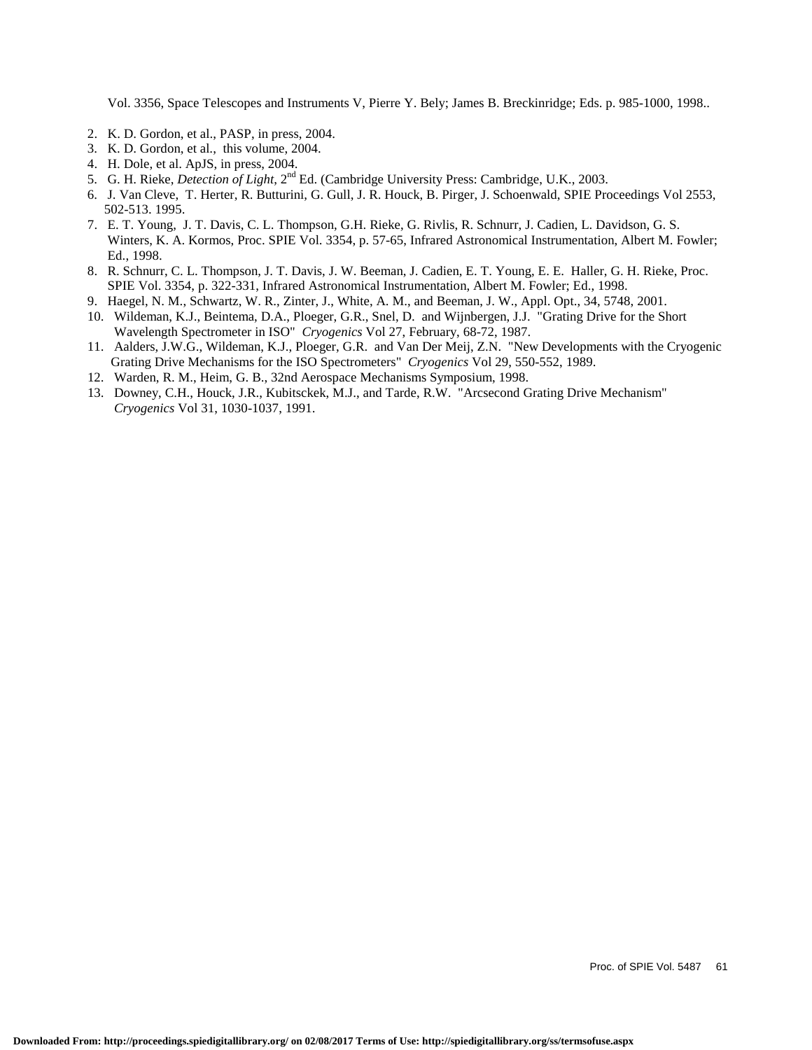Vol. 3356, Space Telescopes and Instruments V, Pierre Y. Bely; James B. Breckinridge; Eds. p. 985-1000, 1998..

2. K. D. Gordon, et al., PASP, in press, 2004.
3. K. D. Gordon, et al., this volume, 2004.
4. H. Dole, et al. ApJS, in press, 2004.
5. G. H. Rieke, *Detection of Light*, 2nd Ed. (Cambridge University Press: Cambridge, U.K., 2003.
6. J. Van Cleve, T. Herter, R. Butturini, G. Gull, J. R. Houck, B. Pirger, J. Schoenwald, SPIE Proceedings Vol 2553, 502-513. 1995.
7. E. T. Young, J. T. Davis, C. L. Thompson, G.H. Rieke, G. Rivlis, R. Schnurr, J. Cadien, L. Davidson, G. S. Winters, K. A. Kormos, Proc. SPIE Vol. 3354, p. 57-65, Infrared Astronomical Instrumentation, Albert M. Fowler; Ed., 1998.
8. R. Schnurr, C. L. Thompson, J. T. Davis, J. W. Beeman, J. Cadien, E. T. Young, E. E. Haller, G. H. Rieke, Proc. SPIE Vol. 3354, p. 322-331, Infrared Astronomical Instrumentation, Albert M. Fowler; Ed., 1998.
9. Haegel, N. M., Schwartz, W. R., Zinter, J., White, A. M., and Beeman, J. W., Appl. Opt., 34, 5748, 2001.
10. Wildeman, K.J., Beintema, D.A., Ploeger, G.R., Snel, D. and Wijnbergen, J.J. "Grating Drive for the Short Wavelength Spectrometer in ISO" *Cryogenics* Vol 27, February, 68-72, 1987.
11. Aalders, J.W.G., Wildeman, K.J., Ploeger, G.R. and Van Der Meij, Z.N. "New Developments with the Cryogenic Grating Drive Mechanisms for the ISO Spectrometers" *Cryogenics* Vol 29, 550-552, 1989.
12. Warden, R. M., Heim, G. B., 32nd Aerospace Mechanisms Symposium, 1998.
13. Downey, C.H., Houck, J.R., Kubitsckek, M.J., and Tarde, R.W. "Arcsecond Grating Drive Mechanism" *Cryogenics* Vol 31, 1030-1037, 1991.